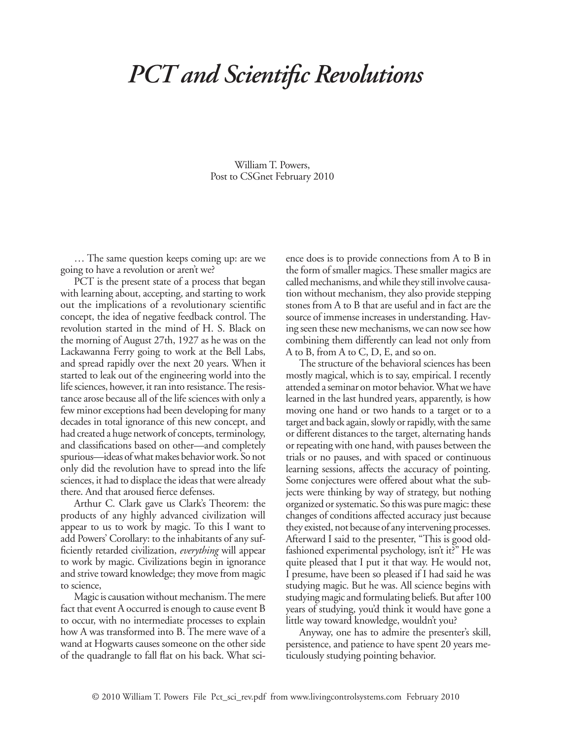# PCT and Scientific Revolutions

William T. Powers,
Post to CSGnet February 2010

… The same question keeps coming up: are we going to have a revolution or aren't we?

PCT is the present state of a process that began with learning about, accepting, and starting to work out the implications of a revolutionary scientific concept, the idea of negative feedback control. The revolution started in the mind of H. S. Black on the morning of August 27th, 1927 as he was on the Lackawanna Ferry going to work at the Bell Labs, and spread rapidly over the next 20 years. When it started to leak out of the engineering world into the life sciences, however, it ran into resistance. The resistance arose because all of the life sciences with only a few minor exceptions had been developing for many decades in total ignorance of this new concept, and had created a huge network of concepts, terminology, and classifications based on other—and completely spurious—ideas of what makes behavior work. So not only did the revolution have to spread into the life sciences, it had to displace the ideas that were already there. And that aroused fierce defenses.

Arthur C. Clark gave us Clark's Theorem: the products of any highly advanced civilization will appear to us to work by magic. To this I want to add Powers' Corollary: to the inhabitants of any sufficiently retarded civilization, *everything* will appear to work by magic. Civilizations begin in ignorance and strive toward knowledge; they move from magic to science,

Magic is causation without mechanism. The mere fact that event A occurred is enough to cause event B to occur, with no intermediate processes to explain how A was transformed into B. The mere wave of a wand at Hogwarts causes someone on the other side of the quadrangle to fall flat on his back. What science does is to provide connections from A to B in the form of smaller magics. These smaller magics are called mechanisms, and while they still involve causation without mechanism, they also provide stepping stones from A to B that are useful and in fact are the source of immense increases in understanding. Having seen these new mechanisms, we can now see how combining them differently can lead not only from A to B, from A to C, D, E, and so on.

The structure of the behavioral sciences has been mostly magical, which is to say, empirical. I recently attended a seminar on motor behavior. What we have learned in the last hundred years, apparently, is how moving one hand or two hands to a target or to a target and back again, slowly or rapidly, with the same or different distances to the target, alternating hands or repeating with one hand, with pauses between the trials or no pauses, and with spaced or continuous learning sessions, affects the accuracy of pointing. Some conjectures were offered about what the subjects were thinking by way of strategy, but nothing organized or systematic. So this was pure magic: these changes of conditions affected accuracy just because they existed, not because of any intervening processes. Afterward I said to the presenter, "This is good old-fashioned experimental psychology, isn't it?" He was quite pleased that I put it that way. He would not, I presume, have been so pleased if I had said he was studying magic. But he was. All science begins with studying magic and formulating beliefs. But after 100 years of studying, you'd think it would have gone a little way toward knowledge, wouldn't you?

Anyway, one has to admire the presenter's skill, persistence, and patience to have spent 20 years meticulously studying pointing behavior.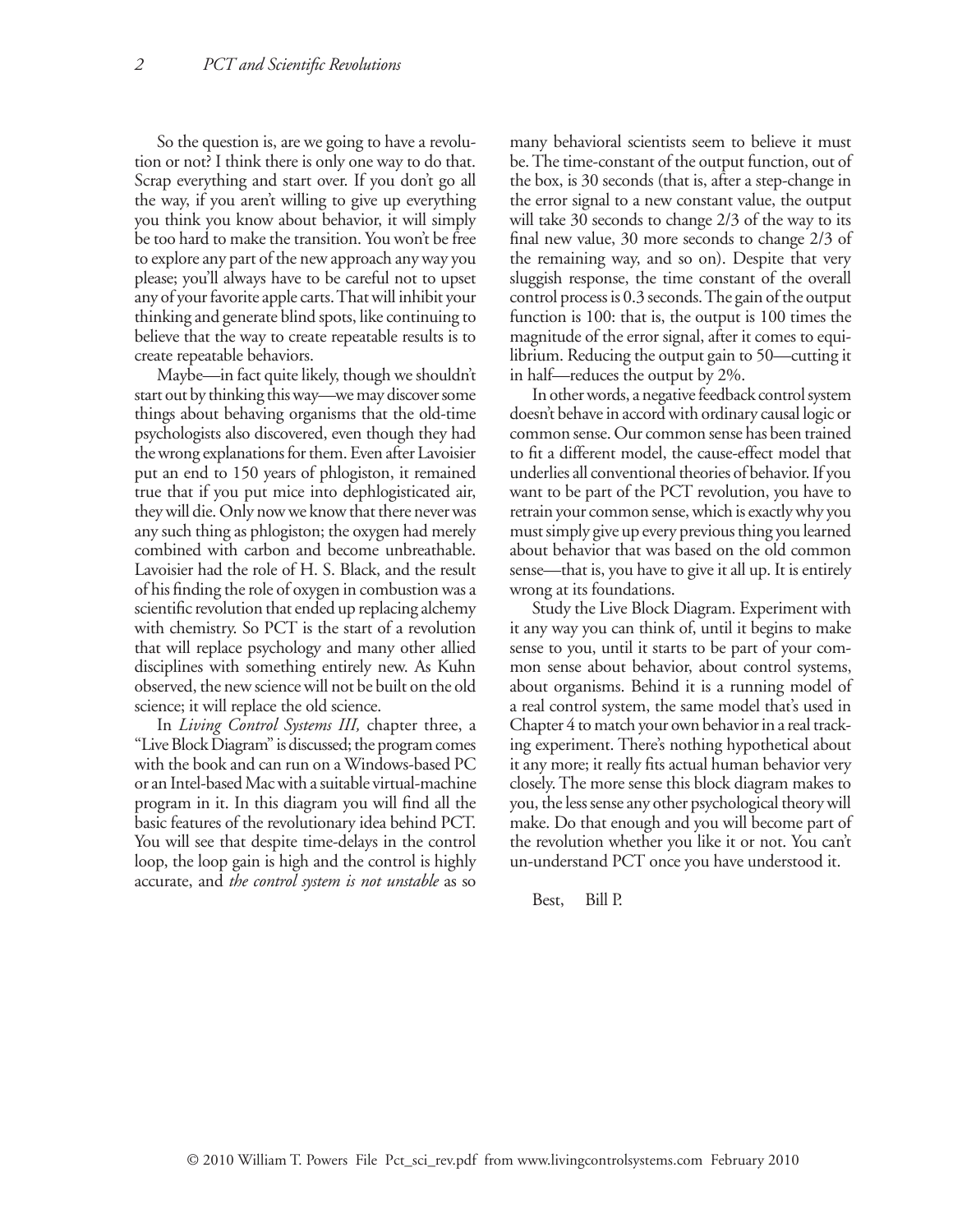So the question is, are we going to have a revolution or not? I think there is only one way to do that. Scrap everything and start over. If you don't go all the way, if you aren't willing to give up everything you think you know about behavior, it will simply be too hard to make the transition. You won't be free to explore any part of the new approach any way you please; you'll always have to be careful not to upset any of your favorite apple carts. That will inhibit your thinking and generate blind spots, like continuing to believe that the way to create repeatable results is to create repeatable behaviors.

Maybe—in fact quite likely, though we shouldn't start out by thinking this way—we may discover some things about behaving organisms that the old-time psychologists also discovered, even though they had the wrong explanations for them. Even after Lavoisier put an end to 150 years of phlogiston, it remained true that if you put mice into dephlogisticated air, they will die. Only now we know that there never was any such thing as phlogiston; the oxygen had merely combined with carbon and become unbreathable. Lavoisier had the role of H. S. Black, and the result of his finding the role of oxygen in combustion was a scientific revolution that ended up replacing alchemy with chemistry. So PCT is the start of a revolution that will replace psychology and many other allied disciplines with something entirely new. As Kuhn observed, the new science will not be built on the old science; it will replace the old science.

In *Living Control Systems III,* chapter three, a "Live Block Diagram" is discussed; the program comes with the book and can run on a Windows-based PC or an Intel-based Mac with a suitable virtual-machine program in it. In this diagram you will find all the basic features of the revolutionary idea behind PCT. You will see that despite time-delays in the control loop, the loop gain is high and the control is highly accurate, and *the control system is not unstable* as so many behavioral scientists seem to believe it must be. The time-constant of the output function, out of the box, is 30 seconds (that is, after a step-change in the error signal to a new constant value, the output will take 30 seconds to change 2/3 of the way to its final new value, 30 more seconds to change 2/3 of the remaining way, and so on). Despite that very sluggish response, the time constant of the overall control process is 0.3 seconds. The gain of the output function is 100: that is, the output is 100 times the magnitude of the error signal, after it comes to equilibrium. Reducing the output gain to 50—cutting it in half—reduces the output by 2%.

In other words, a negative feedback control system doesn't behave in accord with ordinary causal logic or common sense. Our common sense has been trained to fit a different model, the cause-effect model that underlies all conventional theories of behavior. If you want to be part of the PCT revolution, you have to retrain your common sense, which is exactly why you must simply give up every previous thing you learned about behavior that was based on the old common sense—that is, you have to give it all up. It is entirely wrong at its foundations.

Study the Live Block Diagram. Experiment with it any way you can think of, until it begins to make sense to you, until it starts to be part of your common sense about behavior, about control systems, about organisms. Behind it is a running model of a real control system, the same model that's used in Chapter 4 to match your own behavior in a real tracking experiment. There's nothing hypothetical about it any more; it really fits actual human behavior very closely. The more sense this block diagram makes to you, the less sense any other psychological theory will make. Do that enough and you will become part of the revolution whether you like it or not. You can't un-understand PCT once you have understood it.

Best, Bill P.

© 2010 William T. Powers File Pct_sci_rev.pdf from www.livingcontrolsystems.com February 2010